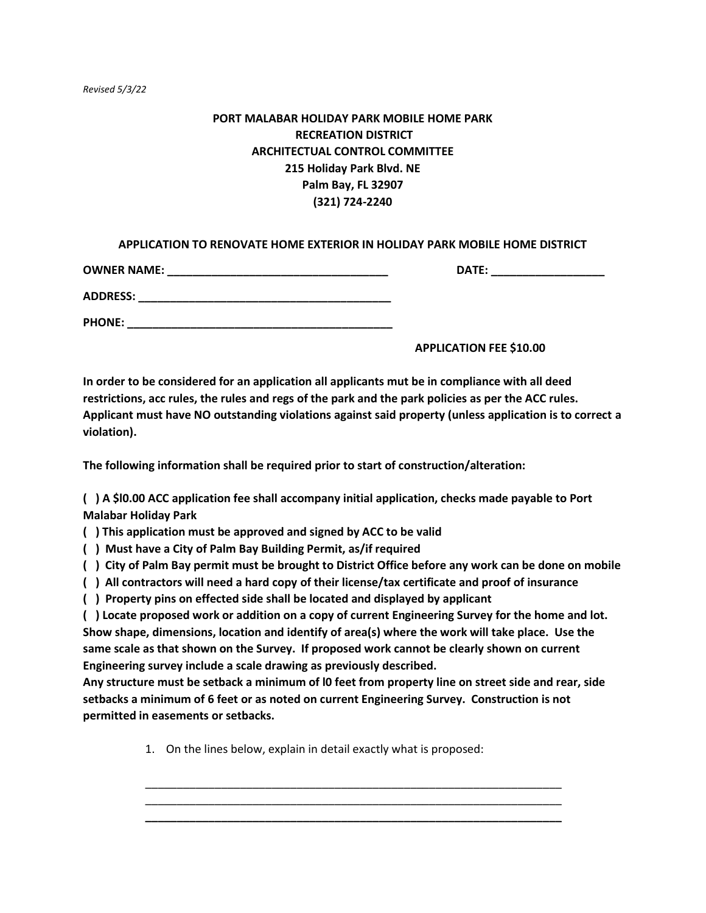*Revised 5/3/22*

**PORT MALABAR HOLIDAY PARK MOBILE HOME PARK**
**RECREATION DISTRICT**
**ARCHITECTUAL CONTROL COMMITTEE**
**215 Holiday Park Blvd. NE**
**Palm Bay, FL 32907**
**(321) 724-2240**

**APPLICATION TO RENOVATE HOME EXTERIOR IN HOLIDAY PARK MOBILE HOME DISTRICT**

**OWNER NAME: ___________________________________ DATE: __________________**

**ADDRESS: ________________________________________**

**PHONE: ___________________________________________**

**APPLICATION FEE $10.00**

**In order to be considered for an application all applicants mut be in compliance with all deed restrictions, acc rules, the rules and regs of the park and the park policies as per the ACC rules. Applicant must have NO outstanding violations against said property (unless application is to correct a violation).**

**The following information shall be required prior to start of construction/alteration:**

**( ) A $l0.00 ACC application fee shall accompany initial application, checks made payable to Port Malabar Holiday Park**
**( ) This application must be approved and signed by ACC to be valid**
**( ) Must have a City of Palm Bay Building Permit, as/if required**
**( ) City of Palm Bay permit must be brought to District Office before any work can be done on mobile**
**( ) All contractors will need a hard copy of their license/tax certificate and proof of insurance**
**( ) Property pins on effected side shall be located and displayed by applicant**
**( ) Locate proposed work or addition on a copy of current Engineering Survey for the home and lot. Show shape, dimensions, location and identify of area(s) where the work will take place. Use the same scale as that shown on the Survey. If proposed work cannot be clearly shown on current Engineering survey include a scale drawing as previously described.**
**Any structure must be setback a minimum of l0 feet from property line on street side and rear, side setbacks a minimum of 6 feet or as noted on current Engineering Survey. Construction is not permitted in easements or setbacks.**

1. On the lines below, explain in detail exactly what is proposed:

______________________________________________________________________
______________________________________________________________________
______________________________________________________________________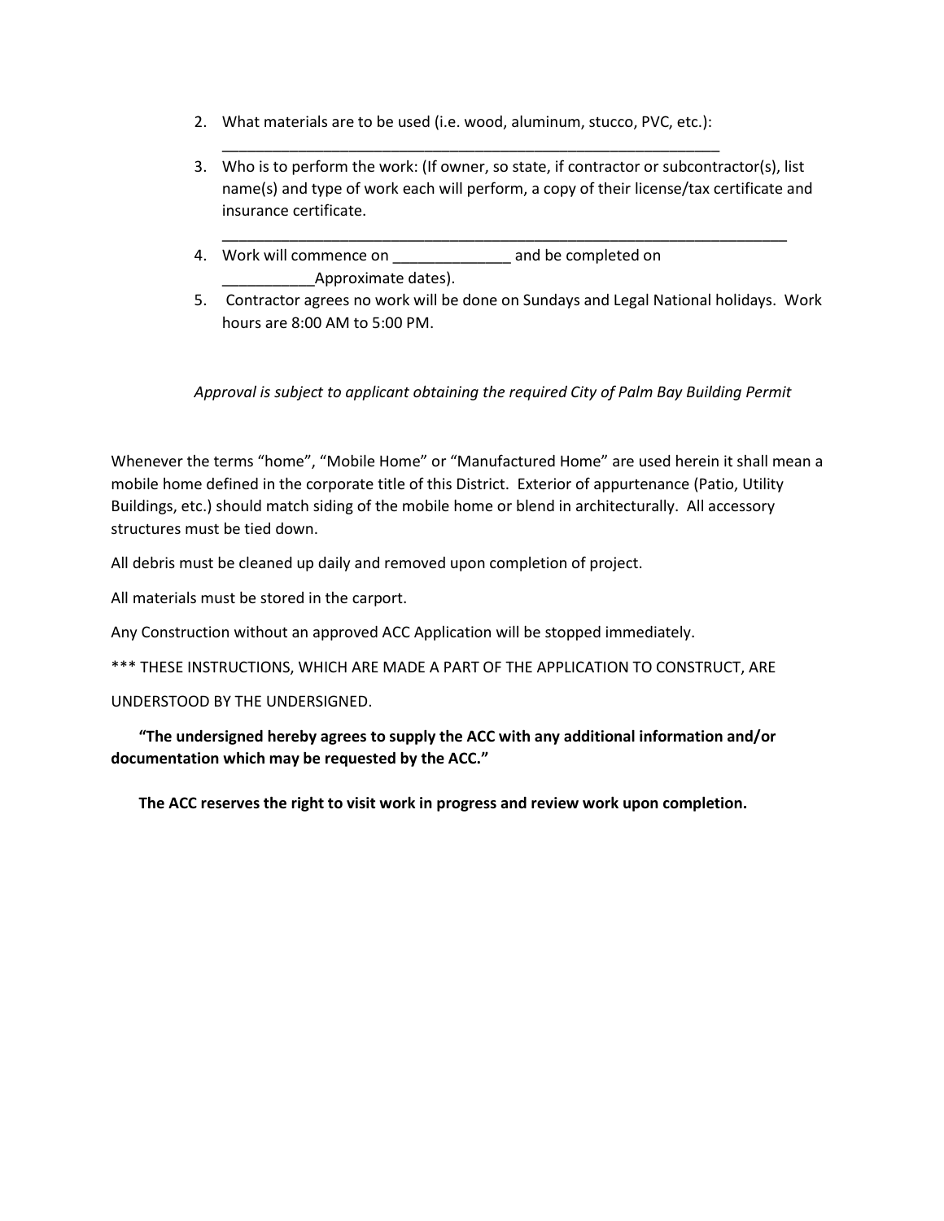2. What materials are to be used (i.e. wood, aluminum, stucco, PVC, etc.):
   _____________________________________________________________
3. Who is to perform the work: (If owner, so state, if contractor or subcontractor(s), list name(s) and type of work each will perform, a copy of their license/tax certificate and insurance certificate.
   ______________________________________________________________________
4. Work will commence on ______________ and be completed on ___________Approximate dates).
5. Contractor agrees no work will be done on Sundays and Legal National holidays. Work hours are 8:00 AM to 5:00 PM.

*Approval is subject to applicant obtaining the required City of Palm Bay Building Permit*

Whenever the terms "home", "Mobile Home" or "Manufactured Home" are used herein it shall mean a mobile home defined in the corporate title of this District. Exterior of appurtenance (Patio, Utility Buildings, etc.) should match siding of the mobile home or blend in architecturally. All accessory structures must be tied down.

All debris must be cleaned up daily and removed upon completion of project.

All materials must be stored in the carport.

Any Construction without an approved ACC Application will be stopped immediately.

*** THESE INSTRUCTIONS, WHICH ARE MADE A PART OF THE APPLICATION TO CONSTRUCT, ARE UNDERSTOOD BY THE UNDERSIGNED.

**"The undersigned hereby agrees to supply the ACC with any additional information and/or documentation which may be requested by the ACC."**

**The ACC reserves the right to visit work in progress and review work upon completion.**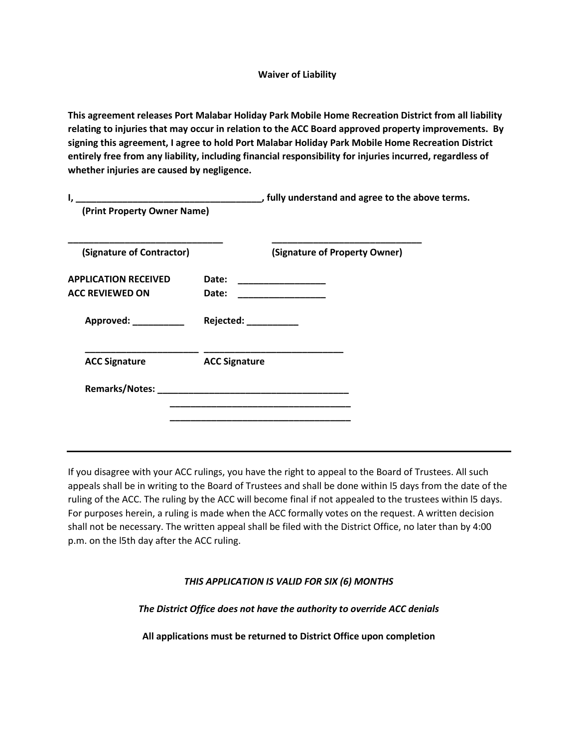**Waiver of Liability**

**This agreement releases Port Malabar Holiday Park Mobile Home Recreation District from all liability relating to injuries that may occur in relation to the ACC Board approved property improvements. By signing this agreement, I agree to hold Port Malabar Holiday Park Mobile Home Recreation District entirely free from any liability, including financial responsibility for injuries incurred, regardless of whether injuries are caused by negligence.**

**I, ___________________________________, fully understand and agree to the above terms.**
**(Print Property Owner Name)**

**______________________________**　　**_____________________________**
**(Signature of Contractor)**　　**(Signature of Property Owner)**

**APPLICATION RECEIVED**　**Date: _________________**
**ACC REVIEWED ON**　**Date: _________________**

**Approved: __________**　**Rejected: __________**

**______________________**　**___________________________**
**ACC Signature**　**ACC Signature**

**Remarks/Notes: _____________________________________**
**___________________________________**
**___________________________________**

---

If you disagree with your ACC rulings, you have the right to appeal to the Board of Trustees. All such appeals shall be in writing to the Board of Trustees and shall be done within l5 days from the date of the ruling of the ACC. The ruling by the ACC will become final if not appealed to the trustees within l5 days. For purposes herein, a ruling is made when the ACC formally votes on the request. A written decision shall not be necessary. The written appeal shall be filed with the District Office, no later than by 4:00 p.m. on the l5th day after the ACC ruling.

***THIS APPLICATION IS VALID FOR SIX (6) MONTHS***

***The District Office does not have the authority to override ACC denials***

**All applications must be returned to District Office upon completion**